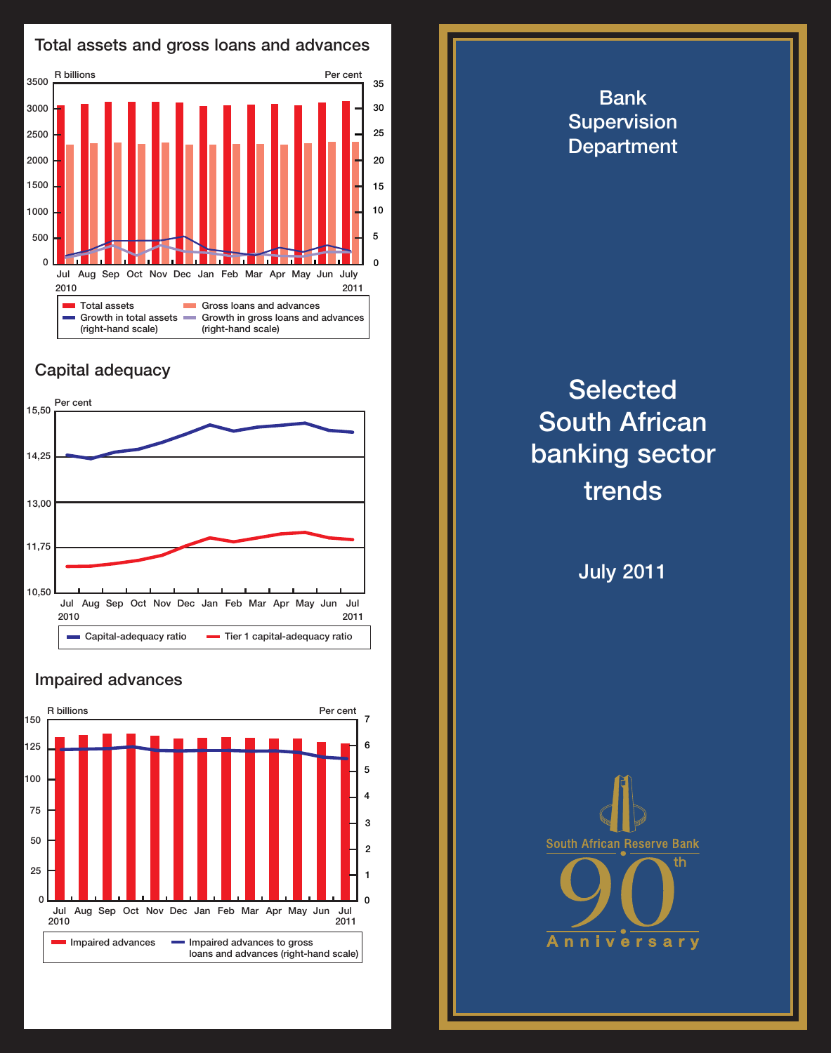## Total assets and gross loans and advances

R billions / Per cent

Jul 2010 – July 2011

- Total assets
- Gross loans and advances
- Growth in total assets (right-hand scale)
- Growth in gross loans and advances (right-hand scale)

## Capital adequacy

Per cent

Jul 2010 – Jul 2011

- Capital-adequacy ratio
- Tier 1 capital-adequacy ratio

## Impaired advances

R billions / Per cent

Jul 2010 – Jul 2011

- Impaired advances
- Impaired advances to gross loans and advances (right-hand scale)

# Bank Supervision Department

# Selected South African banking sector trends

July 2011

South African Reserve Bank

90th Anniversary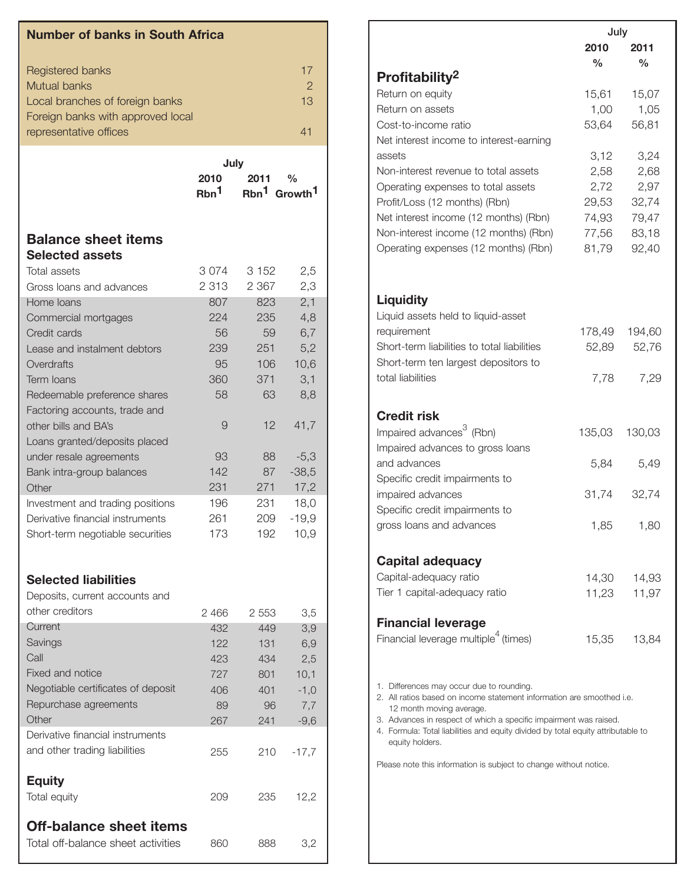## Number of banks in South Africa

| | |
|---|---|
| Registered banks | 17 |
| Mutual banks | 2 |
| Local branches of foreign banks | 13 |
| Foreign banks with approved local representative offices | 41 |

| | July 2010 Rbn[1] | July 2011 Rbn[1] | % Growth[1] |
|---|---|---|---|
| **Balance sheet items** | | | |
| **Selected assets** | | | |
| Total assets | 3 074 | 3 152 | 2,5 |
| Gross loans and advances | 2 313 | 2 367 | 2,3 |
| Home loans | 807 | 823 | 2,1 |
| Commercial mortgages | 224 | 235 | 4,8 |
| Credit cards | 56 | 59 | 6,7 |
| Lease and instalment debtors | 239 | 251 | 5,2 |
| Overdrafts | 95 | 106 | 10,6 |
| Term loans | 360 | 371 | 3,1 |
| Redeemable preference shares | 58 | 63 | 8,8 |
| Factoring accounts, trade and other bills and BA's | 9 | 12 | 41,7 |
| Loans granted/deposits placed under resale agreements | 93 | 88 | -5,3 |
| Bank intra-group balances | 142 | 87 | -38,5 |
| Other | 231 | 271 | 17,2 |
| Investment and trading positions | 196 | 231 | 18,0 |
| Derivative financial instruments | 261 | 209 | -19,9 |
| Short-term negotiable securities | 173 | 192 | 10,9 |
| **Selected liabilities** | | | |
| Deposits, current accounts and other creditors | 2 466 | 2 553 | 3,5 |
| Current | 432 | 449 | 3,9 |
| Savings | 122 | 131 | 6,9 |
| Call | 423 | 434 | 2,5 |
| Fixed and notice | 727 | 801 | 10,1 |
| Negotiable certificates of deposit | 406 | 401 | -1,0 |
| Repurchase agreements | 89 | 96 | 7,7 |
| Other | 267 | 241 | -9,6 |
| Derivative financial instruments and other trading liabilities | 255 | 210 | -17,7 |
| **Equity** | | | |
| Total equity | 209 | 235 | 12,2 |
| **Off-balance sheet items** | | | |
| Total off-balance sheet activities | 860 | 888 | 3,2 |

| | July 2010 % | July 2011 % |
|---|---|---|
| **Profitability[2]** | | |
| Return on equity | 15,61 | 15,07 |
| Return on assets | 1,00 | 1,05 |
| Cost-to-income ratio | 53,64 | 56,81 |
| Net interest income to interest-earning assets | 3,12 | 3,24 |
| Non-interest revenue to total assets | 2,58 | 2,68 |
| Operating expenses to total assets | 2,72 | 2,97 |
| Profit/Loss (12 months) (Rbn) | 29,53 | 32,74 |
| Net interest income (12 months) (Rbn) | 74,93 | 79,47 |
| Non-interest income (12 months) (Rbn) | 77,56 | 83,18 |
| Operating expenses (12 months) (Rbn) | 81,79 | 92,40 |
| **Liquidity** | | |
| Liquid assets held to liquid-asset requirement | 178,49 | 194,60 |
| Short-term liabilities to total liabilities | 52,89 | 52,76 |
| Short-term ten largest depositors to total liabilities | 7,78 | 7,29 |
| **Credit risk** | | |
| Impaired advances[3] (Rbn) | 135,03 | 130,03 |
| Impaired advances to gross loans and advances | 5,84 | 5,49 |
| Specific credit impairments to impaired advances | 31,74 | 32,74 |
| Specific credit impairments to gross loans and advances | 1,85 | 1,80 |
| **Capital adequacy** | | |
| Capital-adequacy ratio | 14,30 | 14,93 |
| Tier 1 capital-adequacy ratio | 11,23 | 11,97 |
| **Financial leverage** | | |
| Financial leverage multiple[4] (times) | 15,35 | 13,84 |

1. Differences may occur due to rounding.
2. All ratios based on income statement information are smoothed i.e. 12 month moving average.
3. Advances in respect of which a specific impairment was raised.
4. Formula: Total liabilities and equity divided by total equity attributable to equity holders.

Please note this information is subject to change without notice.